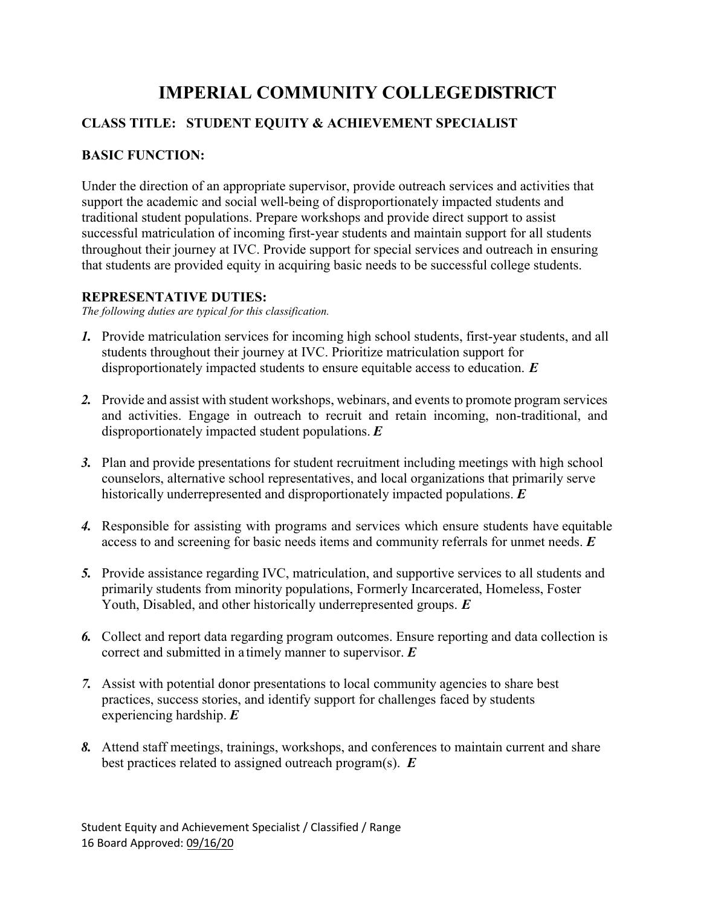# IMPERIAL COMMUNITY COLLEGE DISTRICT

## CLASS TITLE: STUDENT EQUITY & ACHIEVEMENT SPECIALIST

## BASIC FUNCTION:

Under the direction of an appropriate supervisor, provide outreach services and activities that support the academic and social well-being of disproportionately impacted students and traditional student populations. Prepare workshops and provide direct support to assist successful matriculation of incoming first-year students and maintain support for all students throughout their journey at IVC. Provide support for special services and outreach in ensuring that students are provided equity in acquiring basic needs to be successful college students.

## REPRESENTATIVE DUTIES:

*The following duties are typical for this classification.*

1. Provide matriculation services for incoming high school students, first-year students, and all students throughout their journey at IVC. Prioritize matriculation support for disproportionately impacted students to ensure equitable access to education. ***E***

2. Provide and assist with student workshops, webinars, and events to promote program services and activities. Engage in outreach to recruit and retain incoming, non-traditional, and disproportionately impacted student populations. ***E***

3. Plan and provide presentations for student recruitment including meetings with high school counselors, alternative school representatives, and local organizations that primarily serve historically underrepresented and disproportionately impacted populations. ***E***

4. Responsible for assisting with programs and services which ensure students have equitable access to and screening for basic needs items and community referrals for unmet needs. ***E***

5. Provide assistance regarding IVC, matriculation, and supportive services to all students and primarily students from minority populations, Formerly Incarcerated, Homeless, Foster Youth, Disabled, and other historically underrepresented groups. ***E***

6. Collect and report data regarding program outcomes. Ensure reporting and data collection is correct and submitted in a timely manner to supervisor. ***E***

7. Assist with potential donor presentations to local community agencies to share best practices, success stories, and identify support for challenges faced by students experiencing hardship. ***E***

8. Attend staff meetings, trainings, workshops, and conferences to maintain current and share best practices related to assigned outreach program(s). ***E***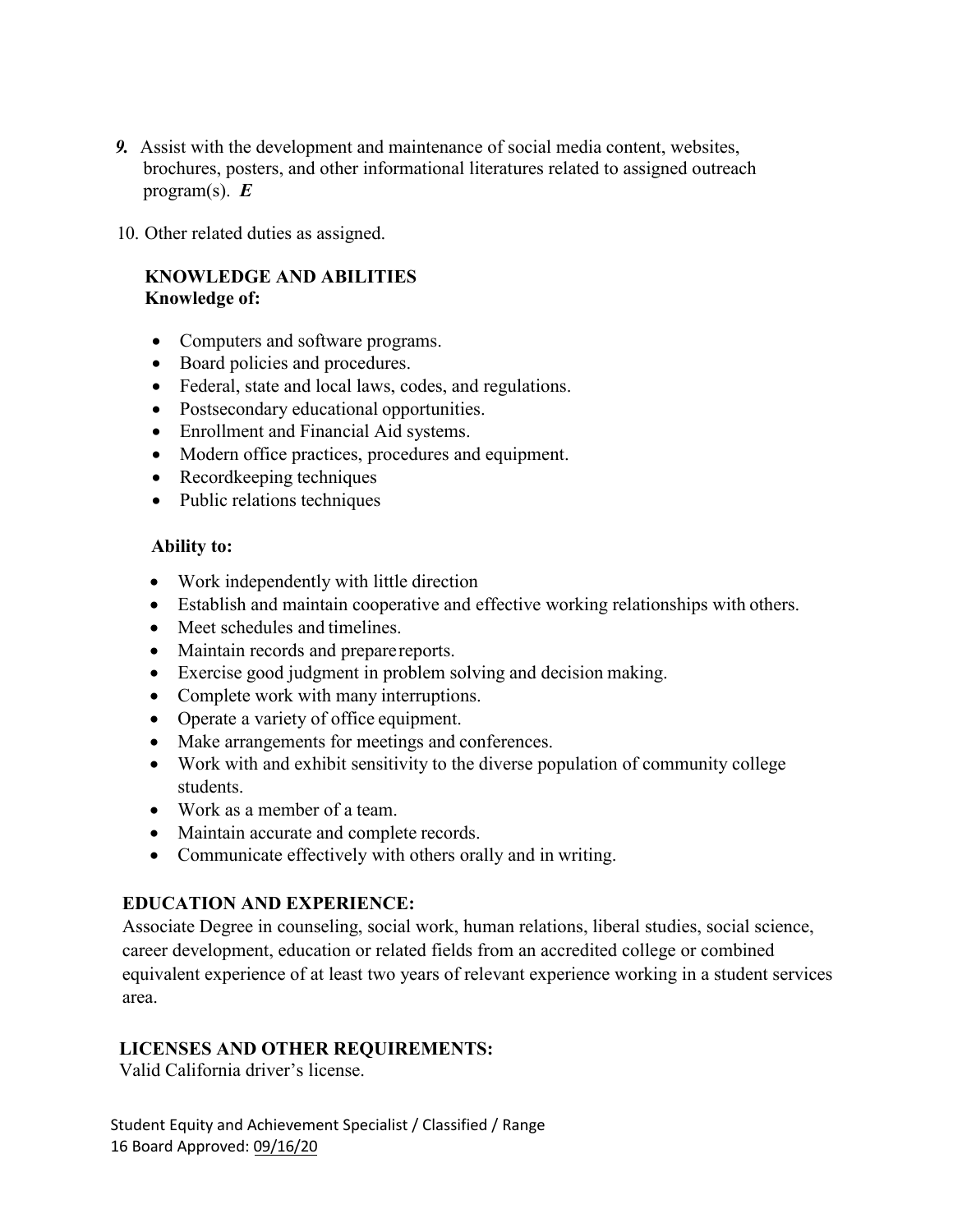9. Assist with the development and maintenance of social media content, websites, brochures, posters, and other informational literatures related to assigned outreach program(s). ***E***

10. Other related duties as assigned.

**KNOWLEDGE AND ABILITIES**

**Knowledge of:**

- Computers and software programs.
- Board policies and procedures.
- Federal, state and local laws, codes, and regulations.
- Postsecondary educational opportunities.
- Enrollment and Financial Aid systems.
- Modern office practices, procedures and equipment.
- Recordkeeping techniques
- Public relations techniques

**Ability to:**

- Work independently with little direction
- Establish and maintain cooperative and effective working relationships with others.
- Meet schedules and timelines.
- Maintain records and prepare reports.
- Exercise good judgment in problem solving and decision making.
- Complete work with many interruptions.
- Operate a variety of office equipment.
- Make arrangements for meetings and conferences.
- Work with and exhibit sensitivity to the diverse population of community college students.
- Work as a member of a team.
- Maintain accurate and complete records.
- Communicate effectively with others orally and in writing.

**EDUCATION AND EXPERIENCE:**

Associate Degree in counseling, social work, human relations, liberal studies, social science, career development, education or related fields from an accredited college or combined equivalent experience of at least two years of relevant experience working in a student services area.

**LICENSES AND OTHER REQUIREMENTS:**

Valid California driver's license.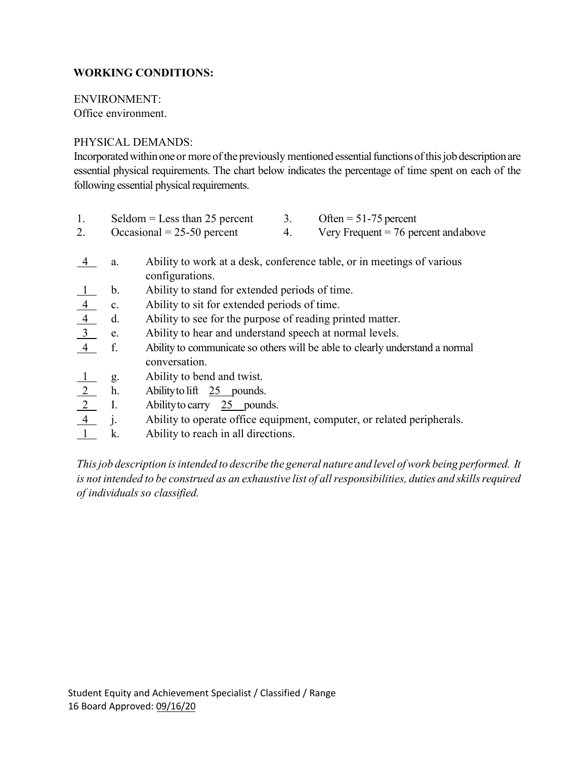**WORKING CONDITIONS:**

ENVIRONMENT:
Office environment.

PHYSICAL DEMANDS:
Incorporated within one or more of the previously mentioned essential functions of this job description are essential physical requirements. The chart below indicates the percentage of time spent on each of the following essential physical requirements.

1. Seldom = Less than 25 percent
2. Occasional = 25-50 percent
3. Often = 51-75 percent
4. Very Frequent = 76 percent and above

| | | |
|---|---|---|
| 4 | a. | Ability to work at a desk, conference table, or in meetings of various configurations. |
| 1 | b. | Ability to stand for extended periods of time. |
| 4 | c. | Ability to sit for extended periods of time. |
| 4 | d. | Ability to see for the purpose of reading printed matter. |
| 3 | e. | Ability to hear and understand speech at normal levels. |
| 4 | f. | Ability to communicate so others will be able to clearly understand a normal conversation. |
| 1 | g. | Ability to bend and twist. |
| 2 | h. | Ability to lift 25 pounds. |
| 2 | I. | Ability to carry 25 pounds. |
| 4 | j. | Ability to operate office equipment, computer, or related peripherals. |
| 1 | k. | Ability to reach in all directions. |

*This job description is intended to describe the general nature and level of work being performed. It is not intended to be construed as an exhaustive list of all responsibilities, duties and skills required of individuals so classified.*

Student Equity and Achievement Specialist / Classified / Range 16 Board Approved: 09/16/20